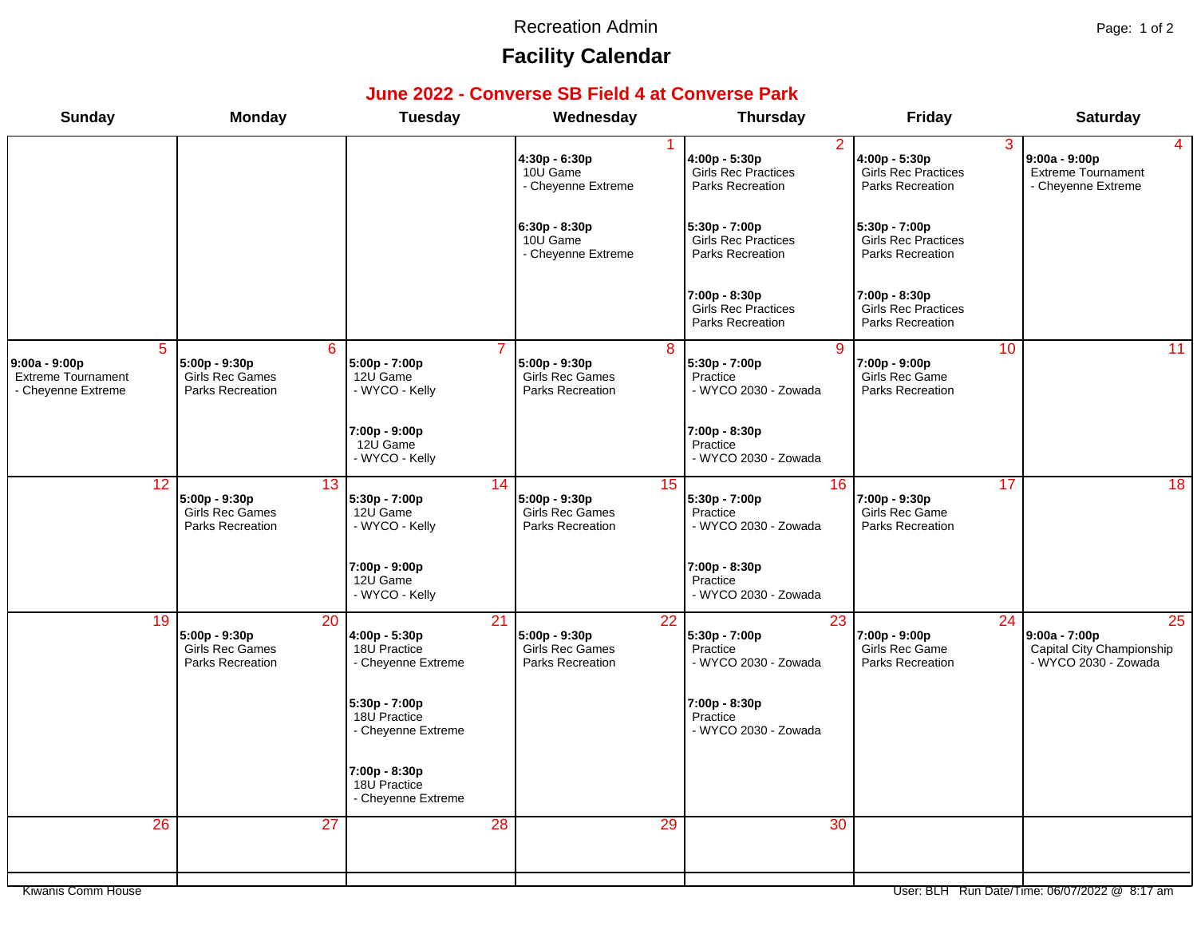Recreation Admin

# Facility Calendar

## June 2022 - Converse SB Field 4 at Converse Park

| Sunday | Monday | Tuesday | Wednesday | Thursday | Friday | Saturday |
|---|---|---|---|---|---|---|
| | | | 1<br>**4:30p - 6:30p**<br>10U Game<br>- Cheyenne Extreme<br><br>**6:30p - 8:30p**<br>10U Game<br>- Cheyenne Extreme | 2<br>**4:00p - 5:30p**<br>Girls Rec Practices<br>Parks Recreation<br><br>**5:30p - 7:00p**<br>Girls Rec Practices<br>Parks Recreation<br><br>**7:00p - 8:30p**<br>Girls Rec Practices<br>Parks Recreation | 3<br>**4:00p - 5:30p**<br>Girls Rec Practices<br>Parks Recreation<br><br>**5:30p - 7:00p**<br>Girls Rec Practices<br>Parks Recreation<br><br>**7:00p - 8:30p**<br>Girls Rec Practices<br>Parks Recreation | 4<br>**9:00a - 9:00p**<br>Extreme Tournament<br>- Cheyenne Extreme |
| 5<br>**9:00a - 9:00p**<br>Extreme Tournament<br>- Cheyenne Extreme | 6<br>**5:00p - 9:30p**<br>Girls Rec Games<br>Parks Recreation | 7<br>**5:00p - 7:00p**<br>12U Game<br>- WYCO - Kelly<br><br>**7:00p - 9:00p**<br>12U Game<br>- WYCO - Kelly | 8<br>**5:00p - 9:30p**<br>Girls Rec Games<br>Parks Recreation | 9<br>**5:30p - 7:00p**<br>Practice<br>- WYCO 2030 - Zowada<br><br>**7:00p - 8:30p**<br>Practice<br>- WYCO 2030 - Zowada | 10<br>**7:00p - 9:00p**<br>Girls Rec Game<br>Parks Recreation | 11 |
| 12 | 13<br>**5:00p - 9:30p**<br>Girls Rec Games<br>Parks Recreation | 14<br>**5:30p - 7:00p**<br>12U Game<br>- WYCO - Kelly<br><br>**7:00p - 9:00p**<br>12U Game<br>- WYCO - Kelly | 15<br>**5:00p - 9:30p**<br>Girls Rec Games<br>Parks Recreation | 16<br>**5:30p - 7:00p**<br>Practice<br>- WYCO 2030 - Zowada<br><br>**7:00p - 8:30p**<br>Practice<br>- WYCO 2030 - Zowada | 17<br>**7:00p - 9:30p**<br>Girls Rec Game<br>Parks Recreation | 18 |
| 19 | 20<br>**5:00p - 9:30p**<br>Girls Rec Games<br>Parks Recreation | 21<br>**4:00p - 5:30p**<br>18U Practice<br>- Cheyenne Extreme<br><br>**5:30p - 7:00p**<br>18U Practice<br>- Cheyenne Extreme<br><br>**7:00p - 8:30p**<br>18U Practice<br>- Cheyenne Extreme | 22<br>**5:00p - 9:30p**<br>Girls Rec Games<br>Parks Recreation | 23<br>**5:30p - 7:00p**<br>Practice<br>- WYCO 2030 - Zowada<br><br>**7:00p - 8:30p**<br>Practice<br>- WYCO 2030 - Zowada | 24<br>**7:00p - 9:00p**<br>Girls Rec Game<br>Parks Recreation | 25<br>**9:00a - 7:00p**<br>Capital City Championship<br>- WYCO 2030 - Zowada |
| 26 | 27 | 28 | 29 | 30 | | |

Kiwanis Comm House

User: BLH Run Date/Time: 06/07/2022 @ 8:17 am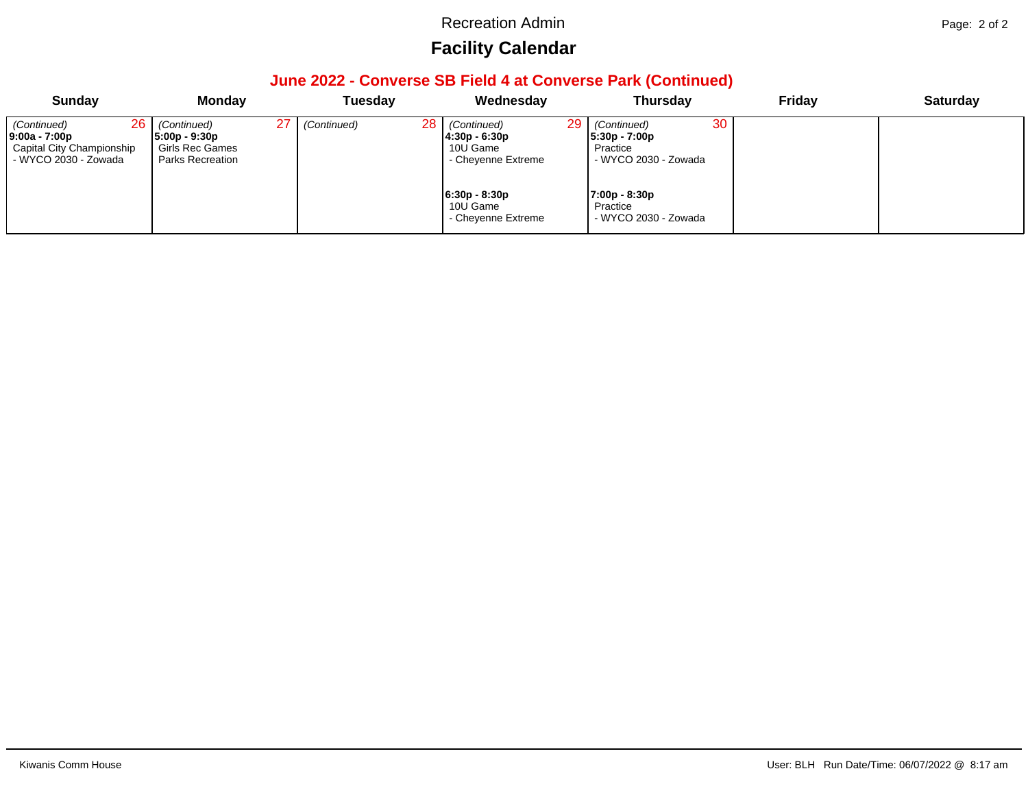Recreation Admin

# Facility Calendar

## June 2022 - Converse SB Field 4 at Converse Park (Continued)

| Sunday | Monday | Tuesday | Wednesday | Thursday | Friday | Saturday |
|---|---|---|---|---|---|---|
| 26 *(Continued)* **9:00a - 7:00p** Capital City Championship - WYCO 2030 - Zowada | 27 *(Continued)* **5:00p - 9:30p** Girls Rec Games Parks Recreation | 28 *(Continued)* | 29 *(Continued)* **4:30p - 6:30p** 10U Game - Cheyenne Extreme **6:30p - 8:30p** 10U Game - Cheyenne Extreme | 30 *(Continued)* **5:30p - 7:00p** Practice - WYCO 2030 - Zowada **7:00p - 8:30p** Practice - WYCO 2030 - Zowada | | |

Kiwanis Comm House

User: BLH Run Date/Time: 06/07/2022 @ 8:17 am